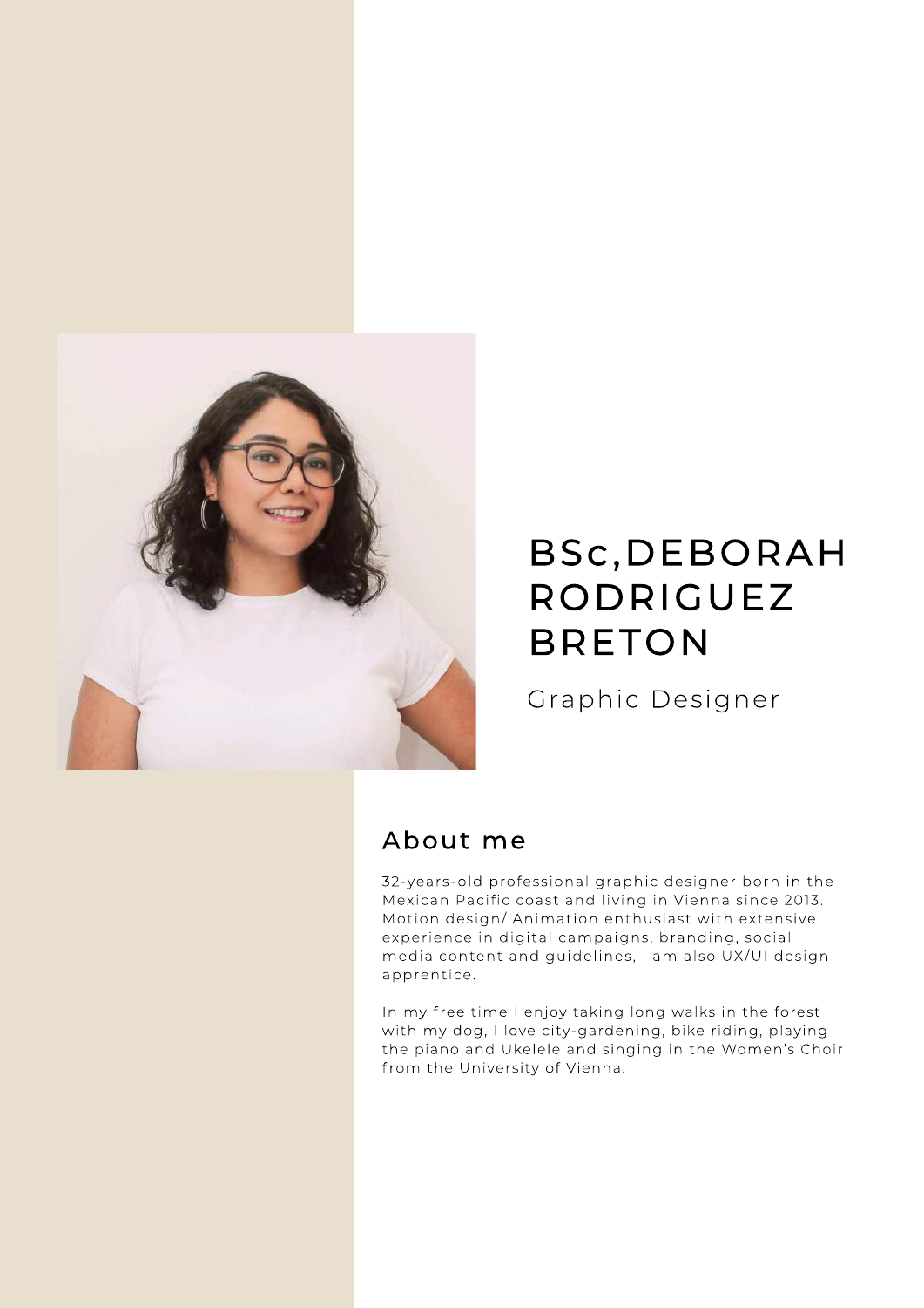# BSc,DEBORAH RODRIGUEZ BRETON

Graphic Designer

## About me

32-years-old professional graphic designer born in the Mexican Pacific coast and living in Vienna since 2013. Motion design/ Animation enthusiast with extensive experience in digital campaigns, branding, social media content and guidelines, I am also UX/UI design apprentice.

In my free time I enjoy taking long walks in the forest with my dog, I love city-gardening, bike riding, playing the piano and Ukelele and singing in the Women's Choir from the University of Vienna.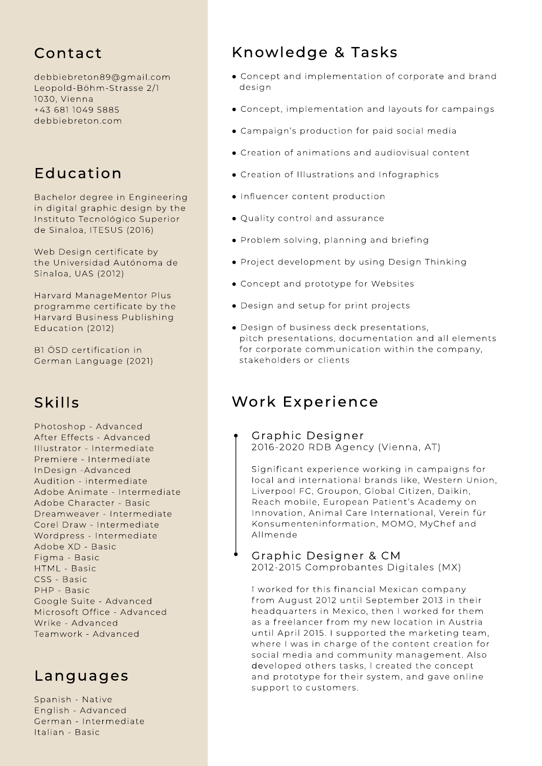## Contact

debbiebreton89@gmail.com
Leopold-Böhm-Strasse 2/1
1030, Vienna
+43 681 1049 5885
debbiebreton.com

## Education

Bachelor degree in Engineering in digital graphic design by the Instituto Tecnológico Superior de Sinaloa, ITESUS (2016)

Web Design certificate by the Universidad Autónoma de Sinaloa, UAS (2012)

Harvard ManageMentor Plus programme certificate by the Harvard Business Publishing Education (2012)

B1 ÖSD certification in German Language (2021)

## Skills

Photoshop - Advanced
After Effects - Advanced
Illustrator - Intermediate
Premiere - Intermediate
InDesign -Advanced
Audition - intermediate
Adobe Animate - Intermediate
Adobe Character - Basic
Dreamweaver - Intermediate
Corel Draw - Intermediate
Wordpress - Intermediate
Adobe XD - Basic
Figma - Basic
HTML - Basic
CSS - Basic
PHP - Basic
Google Suite - Advanced
Microsoft Office - Advanced
Wrike - Advanced
Teamwork - Advanced

## Languages

Spanish - Native
English - Advanced
German - Intermediate
Italian - Basic

## Knowledge & Tasks

- Concept and implementation of corporate and brand design
- Concept, implementation and layouts for campaings
- Campaign's production for paid social media
- Creation of animations and audiovisual content
- Creation of Illustrations and Infographics
- Influencer content production
- Quality control and assurance
- Problem solving, planning and briefing
- Project development by using Design Thinking
- Concept and prototype for Websites
- Design and setup for print projects
- Design of business deck presentations, pitch presentations, documentation and all elements for corporate communication within the company, stakeholders or clients

## Work Experience

### Graphic Designer
2016-2020 RDB Agency (Vienna, AT)

Significant experience working in campaigns for local and international brands like, Western Union, Liverpool FC, Groupon, Global Citizen, Daikin, Reach mobile, European Patient's Academy on Innovation, Animal Care International, Verein für Konsumenteninformation, MOMO, MyChef and Allmende

### Graphic Designer & CM
2012-2015 Comprobantes Digitales (MX)

I worked for this financial Mexican company from August 2012 until September 2013 in their headquarters in Mexico, then I worked for them as a freelancer from my new location in Austria until April 2015. I supported the marketing team, where I was in charge of the content creation for social media and community management. Also developed others tasks, I created the concept and prototype for their system, and gave online support to customers.